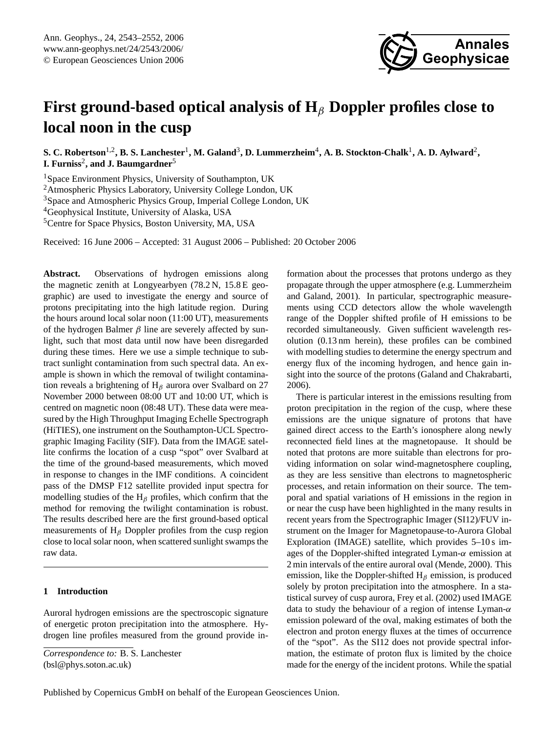# First ground-based optical analysis of $H_\beta$ Doppler profiles close to local noon in the cusp

**S. C. Robertson**[1,2], **B. S. Lanchester**[1], **M. Galand**[3], **D. Lummerzheim**[4], **A. B. Stockton-Chalk**[1], **A. D. Aylward**[2], **I. Furniss**[2], **and J. Baumgardner**[5]

[1]Space Environment Physics, University of Southampton, UK
[2]Atmospheric Physics Laboratory, University College London, UK
[3]Space and Atmospheric Physics Group, Imperial College London, UK
[4]Geophysical Institute, University of Alaska, USA
[5]Centre for Space Physics, Boston University, MA, USA

Received: 16 June 2006 – Accepted: 31 August 2006 – Published: 20 October 2006

**Abstract.** Observations of hydrogen emissions along the magnetic zenith at Longyearbyen (78.2 N, 15.8 E geographic) are used to investigate the energy and source of protons precipitating into the high latitude region. During the hours around local solar noon (11:00 UT), measurements of the hydrogen Balmer $\beta$ line are severely affected by sunlight, such that most data until now have been disregarded during these times. Here we use a simple technique to subtract sunlight contamination from such spectral data. An example is shown in which the removal of twilight contamination reveals a brightening of $H_\beta$ aurora over Svalbard on 27 November 2000 between 08:00 UT and 10:00 UT, which is centred on magnetic noon (08:48 UT). These data were measured by the High Throughput Imaging Echelle Spectrograph (HiTIES), one instrument on the Southampton-UCL Spectrographic Imaging Facility (SIF). Data from the IMAGE satellite confirms the location of a cusp "spot" over Svalbard at the time of the ground-based measurements, which moved in response to changes in the IMF conditions. A coincident pass of the DMSP F12 satellite provided input spectra for modelling studies of the $H_\beta$ profiles, which confirm that the method for removing the twilight contamination is robust. The results described here are the first ground-based optical measurements of $H_\beta$ Doppler profiles from the cusp region close to local solar noon, when scattered sunlight swamps the raw data.

## 1 Introduction

Auroral hydrogen emissions are the spectroscopic signature of energetic proton precipitation into the atmosphere. Hydrogen line profiles measured from the ground provide information about the processes that protons undergo as they propagate through the upper atmosphere (e.g. Lummerzheim and Galand, 2001). In particular, spectrographic measurements using CCD detectors allow the whole wavelength range of the Doppler shifted profile of H emissions to be recorded simultaneously. Given sufficient wavelength resolution (0.13 nm herein), these profiles can be combined with modelling studies to determine the energy spectrum and energy flux of the incoming hydrogen, and hence gain insight into the source of the protons (Galand and Chakrabarti, 2006).

There is particular interest in the emissions resulting from proton precipitation in the region of the cusp, where these emissions are the unique signature of protons that have gained direct access to the Earth's ionosphere along newly reconnected field lines at the magnetopause. It should be noted that protons are more suitable than electrons for providing information on solar wind-magnetosphere coupling, as they are less sensitive than electrons to magnetospheric processes, and retain information on their source. The temporal and spatial variations of H emissions in the region in or near the cusp have been highlighted in the many results in recent years from the Spectrographic Imager (SI12)/FUV instrument on the Imager for Magnetopause-to-Aurora Global Exploration (IMAGE) satellite, which provides 5–10 s images of the Doppler-shifted integrated Lyman-$\alpha$ emission at 2 min intervals of the entire auroral oval (Mende, 2000). This emission, like the Doppler-shifted $H_\beta$ emission, is produced solely by proton precipitation into the atmosphere. In a statistical survey of cusp aurora, Frey et al. (2002) used IMAGE data to study the behaviour of a region of intense Lyman-$\alpha$ emission poleward of the oval, making estimates of both the electron and proton energy fluxes at the times of occurrence of the "spot". As the SI12 does not provide spectral information, the estimate of proton flux is limited by the choice made for the energy of the incident protons. While the spatial

*Correspondence to:* B. S. Lanchester
(bsl@phys.soton.ac.uk)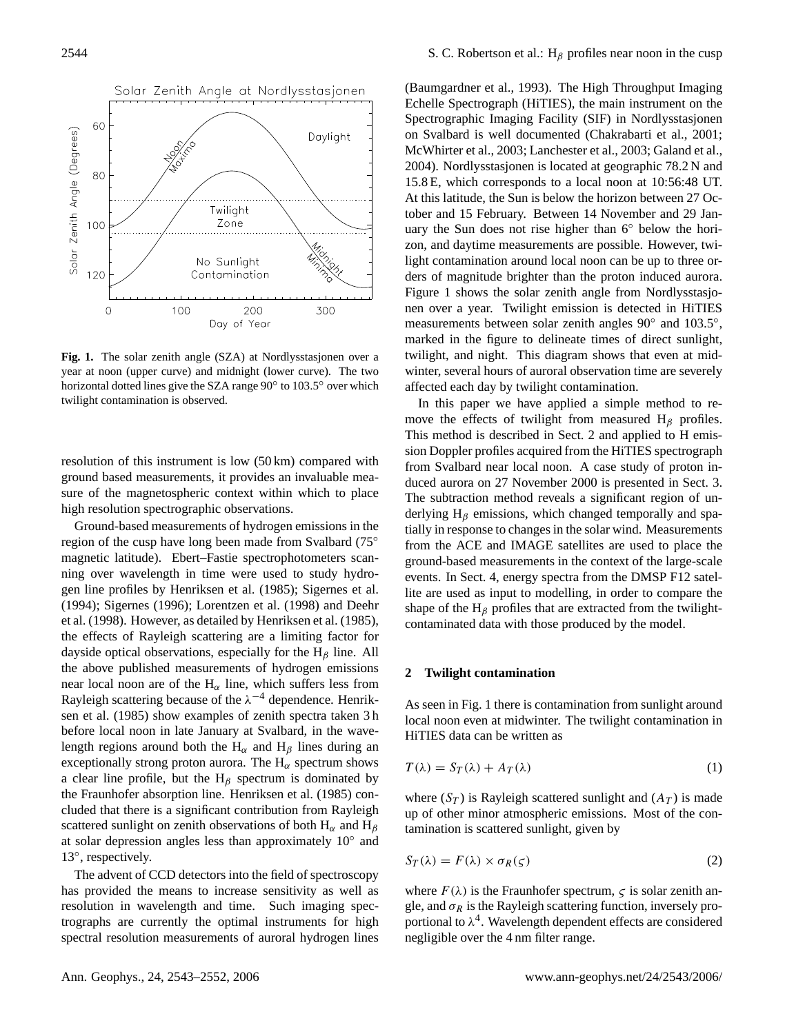**Fig. 1.** The solar zenith angle (SZA) at Nordlysstasjonen over a year at noon (upper curve) and midnight (lower curve). The two horizontal dotted lines give the SZA range 90° to 103.5° over which twilight contamination is observed.

resolution of this instrument is low (50 km) compared with ground based measurements, it provides an invaluable measure of the magnetospheric context within which to place high resolution spectrographic observations.

Ground-based measurements of hydrogen emissions in the region of the cusp have long been made from Svalbard (75° magnetic latitude). Ebert–Fastie spectrophotometers scanning over wavelength in time were used to study hydrogen line profiles by Henriksen et al. (1985); Sigernes et al. (1994); Sigernes (1996); Lorentzen et al. (1998) and Deehr et al. (1998). However, as detailed by Henriksen et al. (1985), the effects of Rayleigh scattering are a limiting factor for dayside optical observations, especially for the $H_\beta$ line. All the above published measurements of hydrogen emissions near local noon are of the $H_\alpha$ line, which suffers less from Rayleigh scattering because of the $\lambda^{-4}$ dependence. Henriksen et al. (1985) show examples of zenith spectra taken 3 h before local noon in late January at Svalbard, in the wavelength regions around both the $H_\alpha$ and $H_\beta$ lines during an exceptionally strong proton aurora. The $H_\alpha$ spectrum shows a clear line profile, but the $H_\beta$ spectrum is dominated by the Fraunhofer absorption line. Henriksen et al. (1985) concluded that there is a significant contribution from Rayleigh scattered sunlight on zenith observations of both $H_\alpha$ and $H_\beta$ at solar depression angles less than approximately 10° and 13°, respectively.

The advent of CCD detectors into the field of spectroscopy has provided the means to increase sensitivity as well as resolution in wavelength and time. Such imaging spectrographs are currently the optimal instruments for high spectral resolution measurements of auroral hydrogen lines (Baumgardner et al., 1993). The High Throughput Imaging Echelle Spectrograph (HiTIES), the main instrument on the Spectrographic Imaging Facility (SIF) in Nordlysstasjonen on Svalbard is well documented (Chakrabarti et al., 2001; McWhirter et al., 2003; Lanchester et al., 2003; Galand et al., 2004). Nordlysstasjonen is located at geographic 78.2 N and 15.8 E, which corresponds to a local noon at 10:56:48 UT. At this latitude, the Sun is below the horizon between 27 October and 15 February. Between 14 November and 29 January the Sun does not rise higher than 6° below the horizon, and daytime measurements are possible. However, twilight contamination around local noon can be up to three orders of magnitude brighter than the proton induced aurora. Figure 1 shows the solar zenith angle from Nordlysstasjonen over a year. Twilight emission is detected in HiTIES measurements between solar zenith angles 90° and 103.5°, marked in the figure to delineate times of direct sunlight, twilight, and night. This diagram shows that even at midwinter, several hours of auroral observation time are severely affected each day by twilight contamination.

In this paper we have applied a simple method to remove the effects of twilight from measured $H_\beta$ profiles. This method is described in Sect. 2 and applied to H emission Doppler profiles acquired from the HiTIES spectrograph from Svalbard near local noon. A case study of proton induced aurora on 27 November 2000 is presented in Sect. 3. The subtraction method reveals a significant region of underlying $H_\beta$ emissions, which changed temporally and spatially in response to changes in the solar wind. Measurements from the ACE and IMAGE satellites are used to place the ground-based measurements in the context of the large-scale events. In Sect. 4, energy spectra from the DMSP F12 satellite are used as input to modelling, in order to compare the shape of the $H_\beta$ profiles that are extracted from the twilight-contaminated data with those produced by the model.

## 2 Twilight contamination

As seen in Fig. 1 there is contamination from sunlight around local noon even at midwinter. The twilight contamination in HiTIES data can be written as

$$T(\lambda) = S_T(\lambda) + A_T(\lambda) \tag{1}$$

where $(S_T)$ is Rayleigh scattered sunlight and $(A_T)$ is made up of other minor atmospheric emissions. Most of the contamination is scattered sunlight, given by

$$S_T(\lambda) = F(\lambda) \times \sigma_R(\varsigma) \tag{2}$$

where $F(\lambda)$ is the Fraunhofer spectrum, $\varsigma$ is solar zenith angle, and $\sigma_R$ is the Rayleigh scattering function, inversely proportional to $\lambda^4$. Wavelength dependent effects are considered negligible over the 4 nm filter range.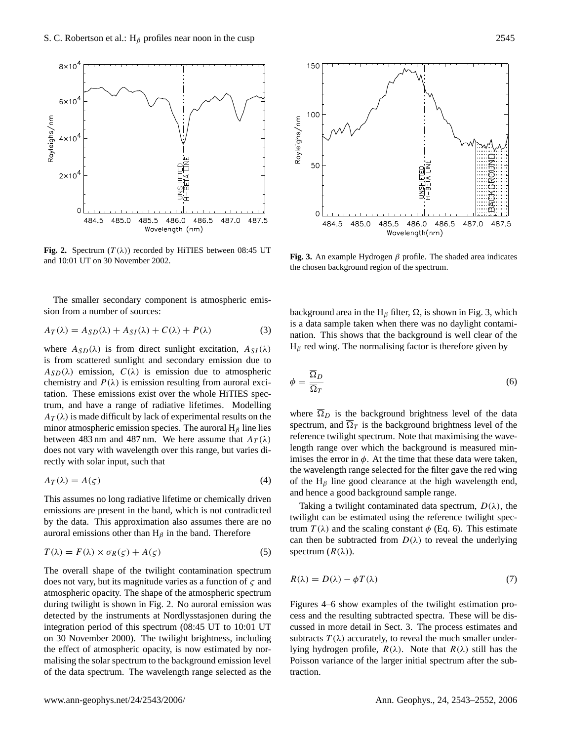Fig. 2. Spectrum ($T(\lambda)$) recorded by HiTIES between 08:45 UT and 10:01 UT on 30 November 2002.

Fig. 3. An example Hydrogen $\beta$ profile. The shaded area indicates the chosen background region of the spectrum.

The smaller secondary component is atmospheric emission from a number of sources:

$$A_T(\lambda) = A_{SD}(\lambda) + A_{SI}(\lambda) + C(\lambda) + P(\lambda) \tag{3}$$

where $A_{SD}(\lambda)$ is from direct sunlight excitation, $A_{SI}(\lambda)$ is from scattered sunlight and secondary emission due to $A_{SD}(\lambda)$ emission, $C(\lambda)$ is emission due to atmospheric chemistry and $P(\lambda)$ is emission resulting from auroral excitation. These emissions exist over the whole HiTIES spectrum, and have a range of radiative lifetimes. Modelling $A_T(\lambda)$ is made difficult by lack of experimental results on the minor atmospheric emission species. The auroral $H_\beta$ line lies between 483 nm and 487 nm. We here assume that $A_T(\lambda)$ does not vary with wavelength over this range, but varies directly with solar input, such that

$$A_T(\lambda) = A(\varsigma) \tag{4}$$

This assumes no long radiative lifetime or chemically driven emissions are present in the band, which is not contradicted by the data. This approximation also assumes there are no auroral emissions other than $H_\beta$ in the band. Therefore

$$T(\lambda) = F(\lambda) \times \sigma_R(\varsigma) + A(\varsigma) \tag{5}$$

The overall shape of the twilight contamination spectrum does not vary, but its magnitude varies as a function of $\varsigma$ and atmospheric opacity. The shape of the atmospheric spectrum during twilight is shown in Fig. 2. No auroral emission was detected by the instruments at Nordlysstasjonen during the integration period of this spectrum (08:45 UT to 10:01 UT on 30 November 2000). The twilight brightness, including the effect of atmospheric opacity, is now estimated by normalising the solar spectrum to the background emission level of the data spectrum. The wavelength range selected as the background area in the $H_\beta$ filter, $\overline{\Omega}$, is shown in Fig. 3, which is a data sample taken when there was no daylight contamination. This shows that the background is well clear of the $H_\beta$ red wing. The normalising factor is therefore given by

$$\phi = \frac{\overline{\Omega}_D}{\overline{\Omega}_T} \tag{6}$$

where $\overline{\Omega}_D$ is the background brightness level of the data spectrum, and $\overline{\Omega}_T$ is the background brightness level of the reference twilight spectrum. Note that maximising the wavelength range over which the background is measured minimises the error in $\phi$. At the time that these data were taken, the wavelength range selected for the filter gave the red wing of the $H_\beta$ line good clearance at the high wavelength end, and hence a good background sample range.

Taking a twilight contaminated data spectrum, $D(\lambda)$, the twilight can be estimated using the reference twilight spectrum $T(\lambda)$ and the scaling constant $\phi$ (Eq. 6). This estimate can then be subtracted from $D(\lambda)$ to reveal the underlying spectrum ($R(\lambda)$).

$$R(\lambda) = D(\lambda) - \phi T(\lambda) \tag{7}$$

Figures 4–6 show examples of the twilight estimation process and the resulting subtracted spectra. These will be discussed in more detail in Sect. 3. The process estimates and subtracts $T(\lambda)$ accurately, to reveal the much smaller underlying hydrogen profile, $R(\lambda)$. Note that $R(\lambda)$ still has the Poisson variance of the larger initial spectrum after the subtraction.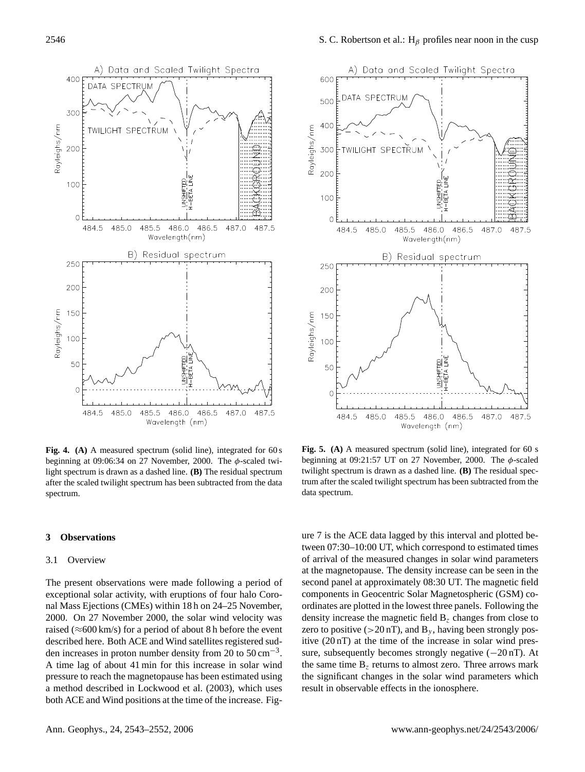**Fig. 4. (A)** A measured spectrum (solid line), integrated for 60 s beginning at 09:06:34 on 27 November, 2000. The $\phi$-scaled twilight spectrum is drawn as a dashed line. **(B)** The residual spectrum after the scaled twilight spectrum has been subtracted from the data spectrum.

**Fig. 5. (A)** A measured spectrum (solid line), integrated for 60 s beginning at 09:21:57 UT on 27 November, 2000. The $\phi$-scaled twilight spectrum is drawn as a dashed line. **(B)** The residual spectrum after the scaled twilight spectrum has been subtracted from the data spectrum.

## 3 Observations

### 3.1 Overview

The present observations were made following a period of exceptional solar activity, with eruptions of four halo Coronal Mass Ejections (CMEs) within 18 h on 24–25 November, 2000. On 27 November 2000, the solar wind velocity was raised (≈600 km/s) for a period of about 8 h before the event described here. Both ACE and Wind satellites registered sudden increases in proton number density from 20 to 50 $\mathrm{cm}^{-3}$. A time lag of about 41 min for this increase in solar wind pressure to reach the magnetopause has been estimated using a method described in Lockwood et al. (2003), which uses both ACE and Wind positions at the time of the increase. Figure 7 is the ACE data lagged by this interval and plotted between 07:30–10:00 UT, which correspond to estimated times of arrival of the measured changes in solar wind parameters at the magnetopause. The density increase can be seen in the second panel at approximately 08:30 UT. The magnetic field components in Geocentric Solar Magnetospheric (GSM) coordinates are plotted in the lowest three panels. Following the density increase the magnetic field $B_z$ changes from close to zero to positive (>20 nT), and $B_y$, having been strongly positive (20 nT) at the time of the increase in solar wind pressure, subsequently becomes strongly negative (−20 nT). At the same time $B_z$ returns to almost zero. Three arrows mark the significant changes in the solar wind parameters which result in observable effects in the ionosphere.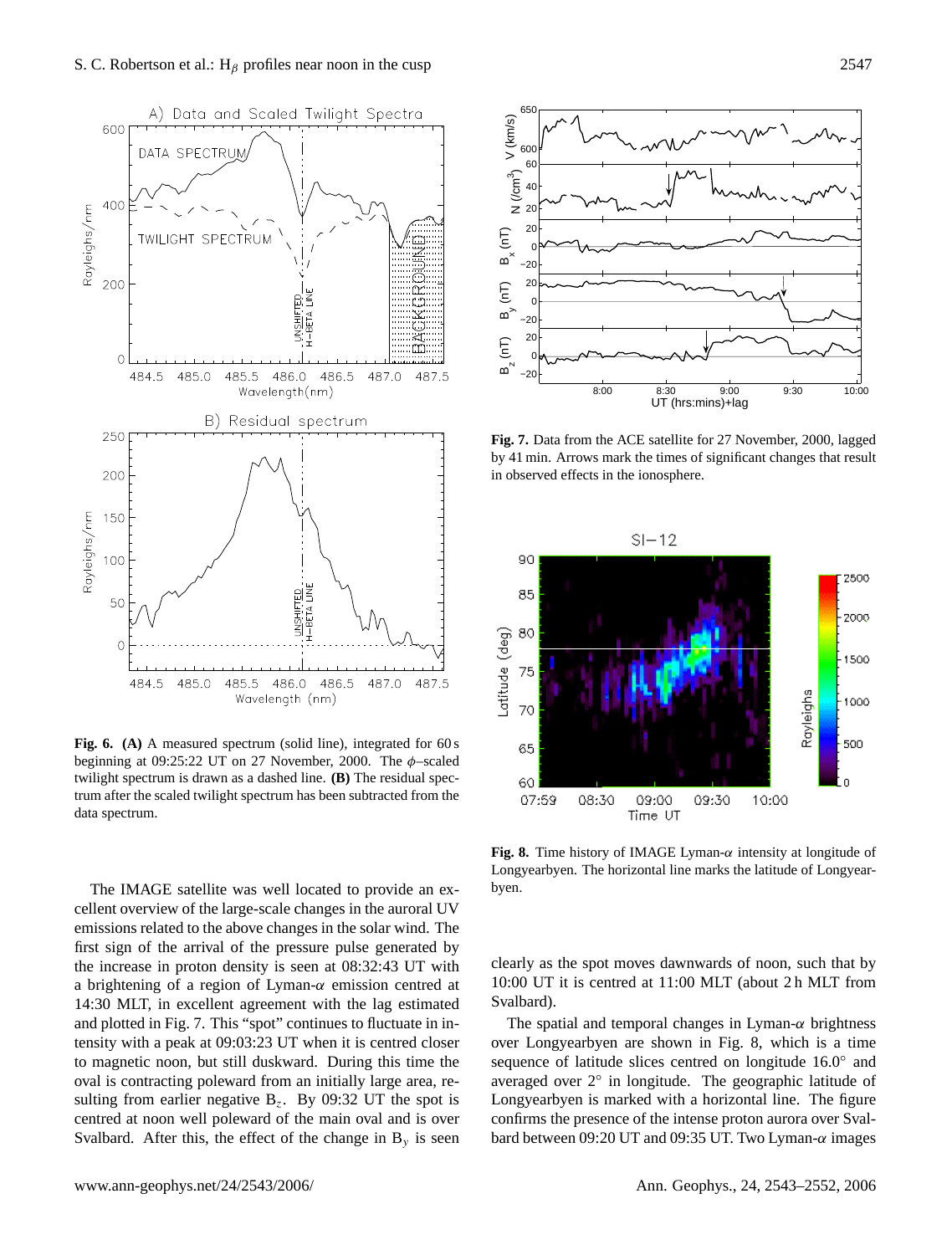**Fig. 6. (A)** A measured spectrum (solid line), integrated for 60 s beginning at 09:25:22 UT on 27 November, 2000. The $\phi$–scaled twilight spectrum is drawn as a dashed line. **(B)** The residual spectrum after the scaled twilight spectrum has been subtracted from the data spectrum.

**Fig. 7.** Data from the ACE satellite for 27 November, 2000, lagged by 41 min. Arrows mark the times of significant changes that result in observed effects in the ionosphere.

**Fig. 8.** Time history of IMAGE Lyman-$\alpha$ intensity at longitude of Longyearbyen. The horizontal line marks the latitude of Longyearbyen.

The IMAGE satellite was well located to provide an excellent overview of the large-scale changes in the auroral UV emissions related to the above changes in the solar wind. The first sign of the arrival of the pressure pulse generated by the increase in proton density is seen at 08:32:43 UT with a brightening of a region of Lyman-$\alpha$ emission centred at 14:30 MLT, in excellent agreement with the lag estimated and plotted in Fig. 7. This "spot" continues to fluctuate in intensity with a peak at 09:03:23 UT when it is centred closer to magnetic noon, but still duskward. During this time the oval is contracting poleward from an initially large area, resulting from earlier negative $B_z$. By 09:32 UT the spot is centred at noon well poleward of the main oval and is over Svalbard. After this, the effect of the change in $B_y$ is seen clearly as the spot moves dawnwards of noon, such that by 10:00 UT it is centred at 11:00 MLT (about 2 h MLT from Svalbard).

The spatial and temporal changes in Lyman-$\alpha$ brightness over Longyearbyen are shown in Fig. 8, which is a time sequence of latitude slices centred on longitude 16.0° and averaged over 2° in longitude. The geographic latitude of Longyearbyen is marked with a horizontal line. The figure confirms the presence of the intense proton aurora over Svalbard between 09:20 UT and 09:35 UT. Two Lyman-$\alpha$ images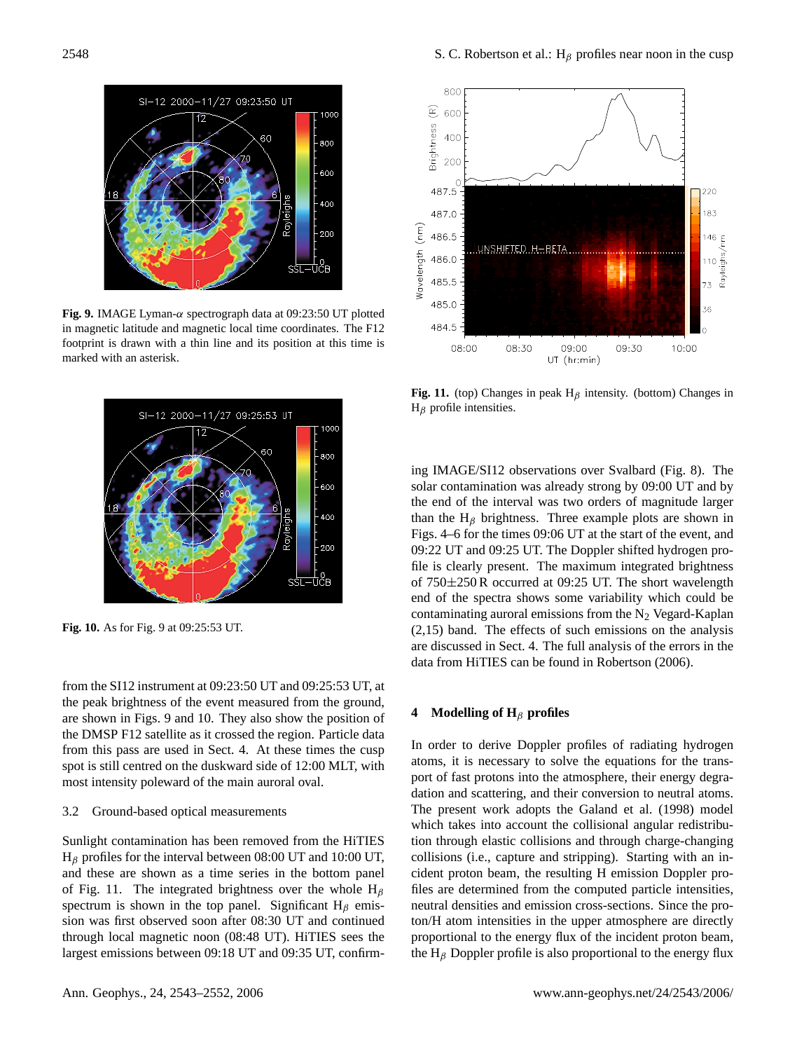**Fig. 9.** IMAGE Lyman-α spectrograph data at 09:23:50 UT plotted in magnetic latitude and magnetic local time coordinates. The F12 footprint is drawn with a thin line and its position at this time is marked with an asterisk.

**Fig. 10.** As for Fig. 9 at 09:25:53 UT.

from the SI12 instrument at 09:23:50 UT and 09:25:53 UT, at the peak brightness of the event measured from the ground, are shown in Figs. 9 and 10. They also show the position of the DMSP F12 satellite as it crossed the region. Particle data from this pass are used in Sect. 4. At these times the cusp spot is still centred on the duskward side of 12:00 MLT, with most intensity poleward of the main auroral oval.

### 3.2 Ground-based optical measurements

Sunlight contamination has been removed from the HiTIES $H_\beta$ profiles for the interval between 08:00 UT and 10:00 UT, and these are shown as a time series in the bottom panel of Fig. 11. The integrated brightness over the whole $H_\beta$ spectrum is shown in the top panel. Significant $H_\beta$ emission was first observed soon after 08:30 UT and continued through local magnetic noon (08:48 UT). HiTIES sees the largest emissions between 09:18 UT and 09:35 UT, confirming IMAGE/SI12 observations over Svalbard (Fig. 8). The solar contamination was already strong by 09:00 UT and by the end of the interval was two orders of magnitude larger than the $H_\beta$ brightness. Three example plots are shown in Figs. 4–6 for the times 09:06 UT at the start of the event, and 09:22 UT and 09:25 UT. The Doppler shifted hydrogen profile is clearly present. The maximum integrated brightness of 750±250 R occurred at 09:25 UT. The short wavelength end of the spectra shows some variability which could be contaminating auroral emissions from the $N_2$ Vegard-Kaplan (2,15) band. The effects of such emissions on the analysis are discussed in Sect. 4. The full analysis of the errors in the data from HiTIES can be found in Robertson (2006).

**Fig. 11.** (top) Changes in peak $H_\beta$ intensity. (bottom) Changes in $H_\beta$ profile intensities.

## 4 Modelling of $H_\beta$ profiles

In order to derive Doppler profiles of radiating hydrogen atoms, it is necessary to solve the equations for the transport of fast protons into the atmosphere, their energy degradation and scattering, and their conversion to neutral atoms. The present work adopts the Galand et al. (1998) model which takes into account the collisional angular redistribution through elastic collisions and through charge-changing collisions (i.e., capture and stripping). Starting with an incident proton beam, the resulting H emission Doppler profiles are determined from the computed particle intensities, neutral densities and emission cross-sections. Since the proton/H atom intensities in the upper atmosphere are directly proportional to the energy flux of the incident proton beam, the $H_\beta$ Doppler profile is also proportional to the energy flux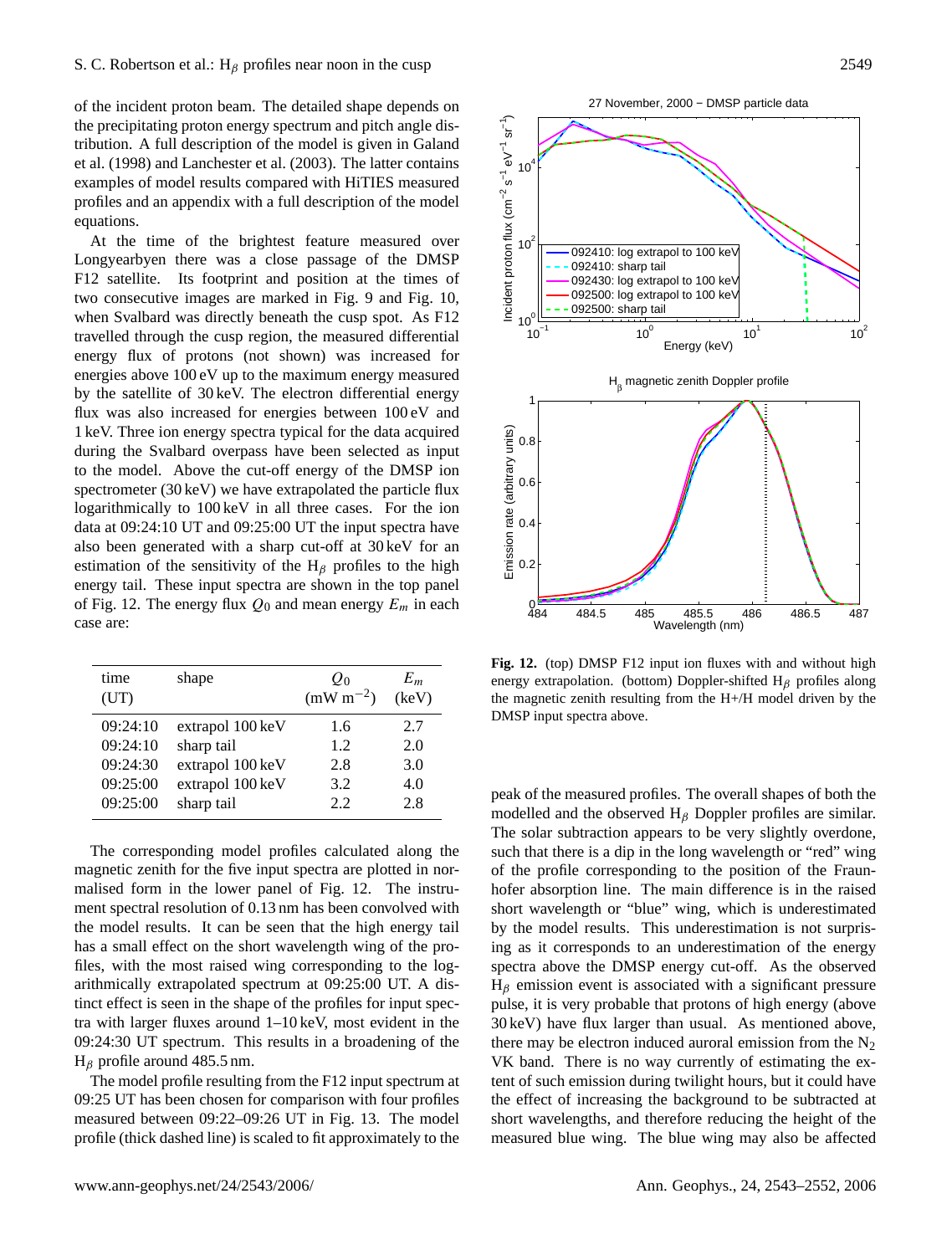of the incident proton beam. The detailed shape depends on the precipitating proton energy spectrum and pitch angle distribution. A full description of the model is given in Galand et al. (1998) and Lanchester et al. (2003). The latter contains examples of model results compared with HiTIES measured profiles and an appendix with a full description of the model equations.

At the time of the brightest feature measured over Longyearbyen there was a close passage of the DMSP F12 satellite. Its footprint and position at the times of two consecutive images are marked in Fig. 9 and Fig. 10, when Svalbard was directly beneath the cusp spot. As F12 travelled through the cusp region, the measured differential energy flux of protons (not shown) was increased for energies above 100 eV up to the maximum energy measured by the satellite of 30 keV. The electron differential energy flux was also increased for energies between 100 eV and 1 keV. Three ion energy spectra typical for the data acquired during the Svalbard overpass have been selected as input to the model. Above the cut-off energy of the DMSP ion spectrometer (30 keV) we have extrapolated the particle flux logarithmically to 100 keV in all three cases. For the ion data at 09:24:10 UT and 09:25:00 UT the input spectra have also been generated with a sharp cut-off at 30 keV for an estimation of the sensitivity of the $H_\beta$ profiles to the high energy tail. These input spectra are shown in the top panel of Fig. 12. The energy flux $Q_0$ and mean energy $E_m$ in each case are:

| time (UT) | shape | $Q_0$ (mW m$^{-2}$) | $E_m$ (keV) |
|---|---|---|---|
| 09:24:10 | extrapol 100 keV | 1.6 | 2.7 |
| 09:24:10 | sharp tail | 1.2 | 2.0 |
| 09:24:30 | extrapol 100 keV | 2.8 | 3.0 |
| 09:25:00 | extrapol 100 keV | 3.2 | 4.0 |
| 09:25:00 | sharp tail | 2.2 | 2.8 |

The corresponding model profiles calculated along the magnetic zenith for the five input spectra are plotted in normalised form in the lower panel of Fig. 12. The instrument spectral resolution of 0.13 nm has been convolved with the model results. It can be seen that the high energy tail has a small effect on the short wavelength wing of the profiles, with the most raised wing corresponding to the logarithmically extrapolated spectrum at 09:25:00 UT. A distinct effect is seen in the shape of the profiles for input spectra with larger fluxes around 1–10 keV, most evident in the 09:24:30 UT spectrum. This results in a broadening of the $H_\beta$ profile around 485.5 nm.

The model profile resulting from the F12 input spectrum at 09:25 UT has been chosen for comparison with four profiles measured between 09:22–09:26 UT in Fig. 13. The model profile (thick dashed line) is scaled to fit approximately to the peak of the measured profiles. The overall shapes of both the modelled and the observed $H_\beta$ Doppler profiles are similar. The solar subtraction appears to be very slightly overdone, such that there is a dip in the long wavelength or "red" wing of the profile corresponding to the position of the Fraunhofer absorption line. The main difference is in the raised short wavelength or "blue" wing, which is underestimated by the model results. This underestimation is not surprising as it corresponds to an underestimation of the energy spectra above the DMSP energy cut-off. As the observed $H_\beta$ emission event is associated with a significant pressure pulse, it is very probable that protons of high energy (above 30 keV) have flux larger than usual. As mentioned above, there may be electron induced auroral emission from the $N_2$ VK band. There is no way currently of estimating the extent of such emission during twilight hours, but it could have the effect of increasing the background to be subtracted at short wavelengths, and therefore reducing the height of the measured blue wing. The blue wing may also be affected

**Fig. 12.** (top) DMSP F12 input ion fluxes with and without high energy extrapolation. (bottom) Doppler-shifted $H_\beta$ profiles along the magnetic zenith resulting from the H+/H model driven by the DMSP input spectra above.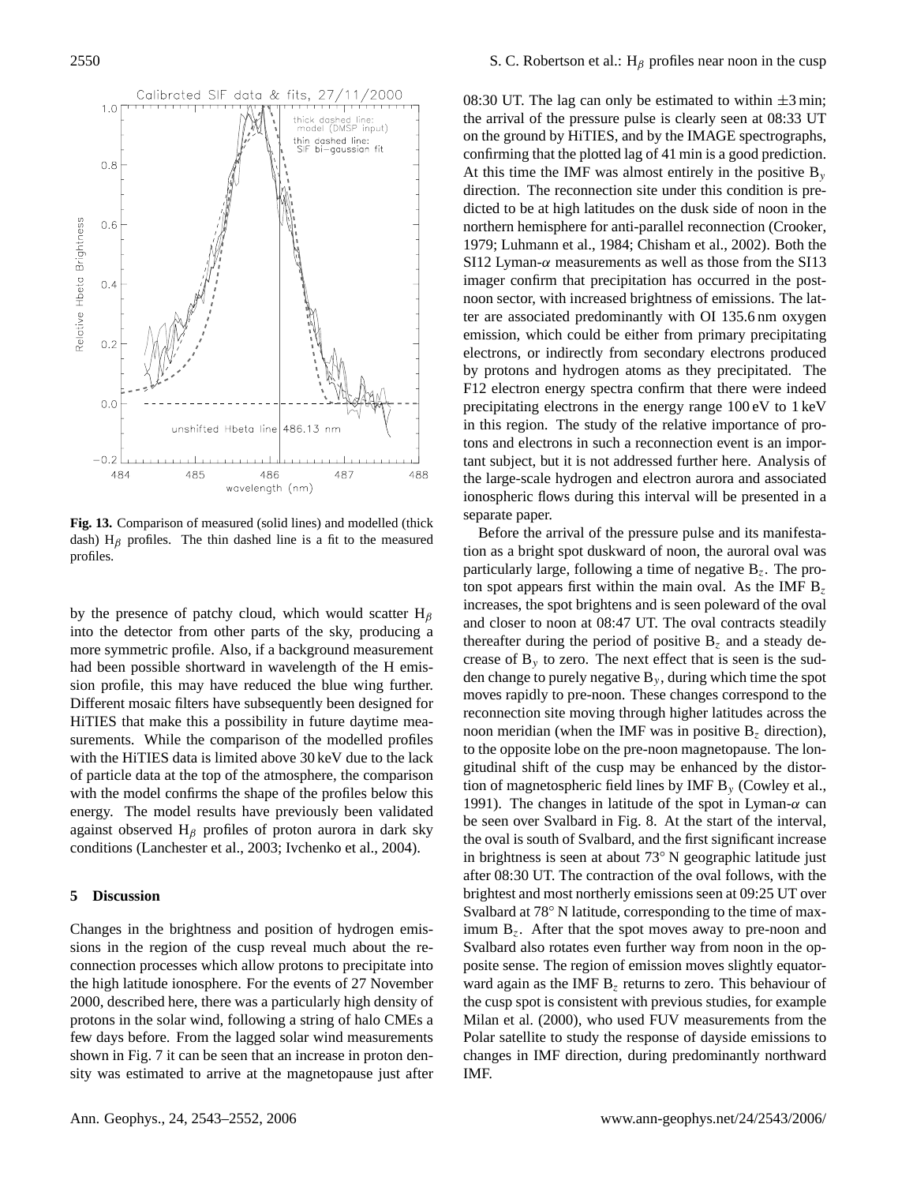**Fig. 13.** Comparison of measured (solid lines) and modelled (thick dash) $H_\beta$ profiles. The thin dashed line is a fit to the measured profiles.

by the presence of patchy cloud, which would scatter $H_\beta$ into the detector from other parts of the sky, producing a more symmetric profile. Also, if a background measurement had been possible shortward in wavelength of the H emission profile, this may have reduced the blue wing further. Different mosaic filters have subsequently been designed for HiTIES that make this a possibility in future daytime measurements. While the comparison of the modelled profiles with the HiTIES data is limited above 30 keV due to the lack of particle data at the top of the atmosphere, the comparison with the model confirms the shape of the profiles below this energy. The model results have previously been validated against observed $H_\beta$ profiles of proton aurora in dark sky conditions (Lanchester et al., 2003; Ivchenko et al., 2004).

## 5 Discussion

Changes in the brightness and position of hydrogen emissions in the region of the cusp reveal much about the reconnection processes which allow protons to precipitate into the high latitude ionosphere. For the events of 27 November 2000, described here, there was a particularly high density of protons in the solar wind, following a string of halo CMEs a few days before. From the lagged solar wind measurements shown in Fig. 7 it can be seen that an increase in proton density was estimated to arrive at the magnetopause just after 08:30 UT. The lag can only be estimated to within ±3 min; the arrival of the pressure pulse is clearly seen at 08:33 UT on the ground by HiTIES, and by the IMAGE spectrographs, confirming that the plotted lag of 41 min is a good prediction. At this time the IMF was almost entirely in the positive $B_y$ direction. The reconnection site under this condition is predicted to be at high latitudes on the dusk side of noon in the northern hemisphere for anti-parallel reconnection (Crooker, 1979; Luhmann et al., 1984; Chisham et al., 2002). Both the SI12 Lyman-$\alpha$ measurements as well as those from the SI13 imager confirm that precipitation has occurred in the post-noon sector, with increased brightness of emissions. The latter are associated predominantly with OI 135.6 nm oxygen emission, which could be either from primary precipitating electrons, or indirectly from secondary electrons produced by protons and hydrogen atoms as they precipitated. The F12 electron energy spectra confirm that there were indeed precipitating electrons in the energy range 100 eV to 1 keV in this region. The study of the relative importance of protons and electrons in such a reconnection event is an important subject, but it is not addressed further here. Analysis of the large-scale hydrogen and electron aurora and associated ionospheric flows during this interval will be presented in a separate paper.

Before the arrival of the pressure pulse and its manifestation as a bright spot duskward of noon, the auroral oval was particularly large, following a time of negative $B_z$. The proton spot appears first within the main oval. As the IMF $B_z$ increases, the spot brightens and is seen poleward of the oval and closer to noon at 08:47 UT. The oval contracts steadily thereafter during the period of positive $B_z$ and a steady decrease of $B_y$ to zero. The next effect that is seen is the sudden change to purely negative $B_y$, during which time the spot moves rapidly to pre-noon. These changes correspond to the reconnection site moving through higher latitudes across the noon meridian (when the IMF was in positive $B_z$ direction), to the opposite lobe on the pre-noon magnetopause. The longitudinal shift of the cusp may be enhanced by the distortion of magnetospheric field lines by IMF $B_y$ (Cowley et al., 1991). The changes in latitude of the spot in Lyman-$\alpha$ can be seen over Svalbard in Fig. 8. At the start of the interval, the oval is south of Svalbard, and the first significant increase in brightness is seen at about 73° N geographic latitude just after 08:30 UT. The contraction of the oval follows, with the brightest and most northerly emissions seen at 09:25 UT over Svalbard at 78° N latitude, corresponding to the time of maximum $B_z$. After that the spot moves away to pre-noon and Svalbard also rotates even further way from noon in the opposite sense. The region of emission moves slightly equatorward again as the IMF $B_z$ returns to zero. This behaviour of the cusp spot is consistent with previous studies, for example Milan et al. (2000), who used FUV measurements from the Polar satellite to study the response of dayside emissions to changes in IMF direction, during predominantly northward IMF.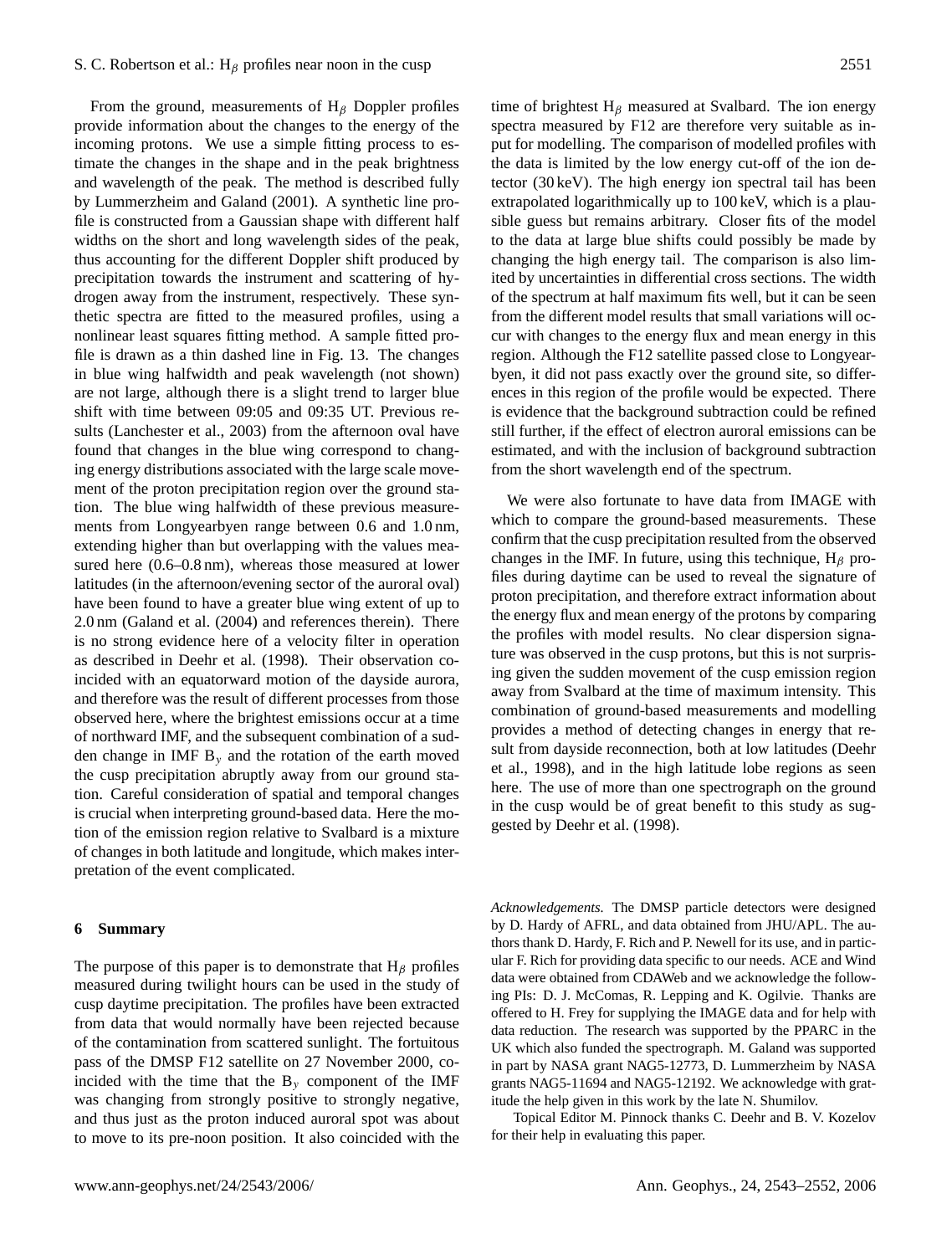From the ground, measurements of $H_\beta$ Doppler profiles provide information about the changes to the energy of the incoming protons. We use a simple fitting process to estimate the changes in the shape and in the peak brightness and wavelength of the peak. The method is described fully by Lummerzheim and Galand (2001). A synthetic line profile is constructed from a Gaussian shape with different half widths on the short and long wavelength sides of the peak, thus accounting for the different Doppler shift produced by precipitation towards the instrument and scattering of hydrogen away from the instrument, respectively. These synthetic spectra are fitted to the measured profiles, using a nonlinear least squares fitting method. A sample fitted profile is drawn as a thin dashed line in Fig. 13. The changes in blue wing halfwidth and peak wavelength (not shown) are not large, although there is a slight trend to larger blue shift with time between 09:05 and 09:35 UT. Previous results (Lanchester et al., 2003) from the afternoon oval have found that changes in the blue wing correspond to changing energy distributions associated with the large scale movement of the proton precipitation region over the ground station. The blue wing halfwidth of these previous measurements from Longyearbyen range between 0.6 and 1.0 nm, extending higher than but overlapping with the values measured here (0.6–0.8 nm), whereas those measured at lower latitudes (in the afternoon/evening sector of the auroral oval) have been found to have a greater blue wing extent of up to 2.0 nm (Galand et al. (2004) and references therein). There is no strong evidence here of a velocity filter in operation as described in Deehr et al. (1998). Their observation coincided with an equatorward motion of the dayside aurora, and therefore was the result of different processes from those observed here, where the brightest emissions occur at a time of northward IMF, and the subsequent combination of a sudden change in IMF $B_y$ and the rotation of the earth moved the cusp precipitation abruptly away from our ground station. Careful consideration of spatial and temporal changes is crucial when interpreting ground-based data. Here the motion of the emission region relative to Svalbard is a mixture of changes in both latitude and longitude, which makes interpretation of the event complicated.

## 6 Summary

The purpose of this paper is to demonstrate that $H_\beta$ profiles measured during twilight hours can be used in the study of cusp daytime precipitation. The profiles have been extracted from data that would normally have been rejected because of the contamination from scattered sunlight. The fortuitous pass of the DMSP F12 satellite on 27 November 2000, coincided with the time that the $B_y$ component of the IMF was changing from strongly positive to strongly negative, and thus just as the proton induced auroral spot was about to move to its pre-noon position. It also coincided with the time of brightest $H_\beta$ measured at Svalbard. The ion energy spectra measured by F12 are therefore very suitable as input for modelling. The comparison of modelled profiles with the data is limited by the low energy cut-off of the ion detector (30 keV). The high energy ion spectral tail has been extrapolated logarithmically up to 100 keV, which is a plausible guess but remains arbitrary. Closer fits of the model to the data at large blue shifts could possibly be made by changing the high energy tail. The comparison is also limited by uncertainties in differential cross sections. The width of the spectrum at half maximum fits well, but it can be seen from the different model results that small variations will occur with changes to the energy flux and mean energy in this region. Although the F12 satellite passed close to Longyearbyen, it did not pass exactly over the ground site, so differences in this region of the profile would be expected. There is evidence that the background subtraction could be refined still further, if the effect of electron auroral emissions can be estimated, and with the inclusion of background subtraction from the short wavelength end of the spectrum.

We were also fortunate to have data from IMAGE with which to compare the ground-based measurements. These confirm that the cusp precipitation resulted from the observed changes in the IMF. In future, using this technique, $H_\beta$ profiles during daytime can be used to reveal the signature of proton precipitation, and therefore extract information about the energy flux and mean energy of the protons by comparing the profiles with model results. No clear dispersion signature was observed in the cusp protons, but this is not surprising given the sudden movement of the cusp emission region away from Svalbard at the time of maximum intensity. This combination of ground-based measurements and modelling provides a method of detecting changes in energy that result from dayside reconnection, both at low latitudes (Deehr et al., 1998), and in the high latitude lobe regions as seen here. The use of more than one spectrograph on the ground in the cusp would be of great benefit to this study as suggested by Deehr et al. (1998).

*Acknowledgements.* The DMSP particle detectors were designed by D. Hardy of AFRL, and data obtained from JHU/APL. The authors thank D. Hardy, F. Rich and P. Newell for its use, and in particular F. Rich for providing data specific to our needs. ACE and Wind data were obtained from CDAWeb and we acknowledge the following PIs: D. J. McComas, R. Lepping and K. Ogilvie. Thanks are offered to H. Frey for supplying the IMAGE data and for help with data reduction. The research was supported by the PPARC in the UK which also funded the spectrograph. M. Galand was supported in part by NASA grant NAG5-12773, D. Lummerzheim by NASA grants NAG5-11694 and NAG5-12192. We acknowledge with gratitude the help given in this work by the late N. Shumilov.

Topical Editor M. Pinnock thanks C. Deehr and B. V. Kozelov for their help in evaluating this paper.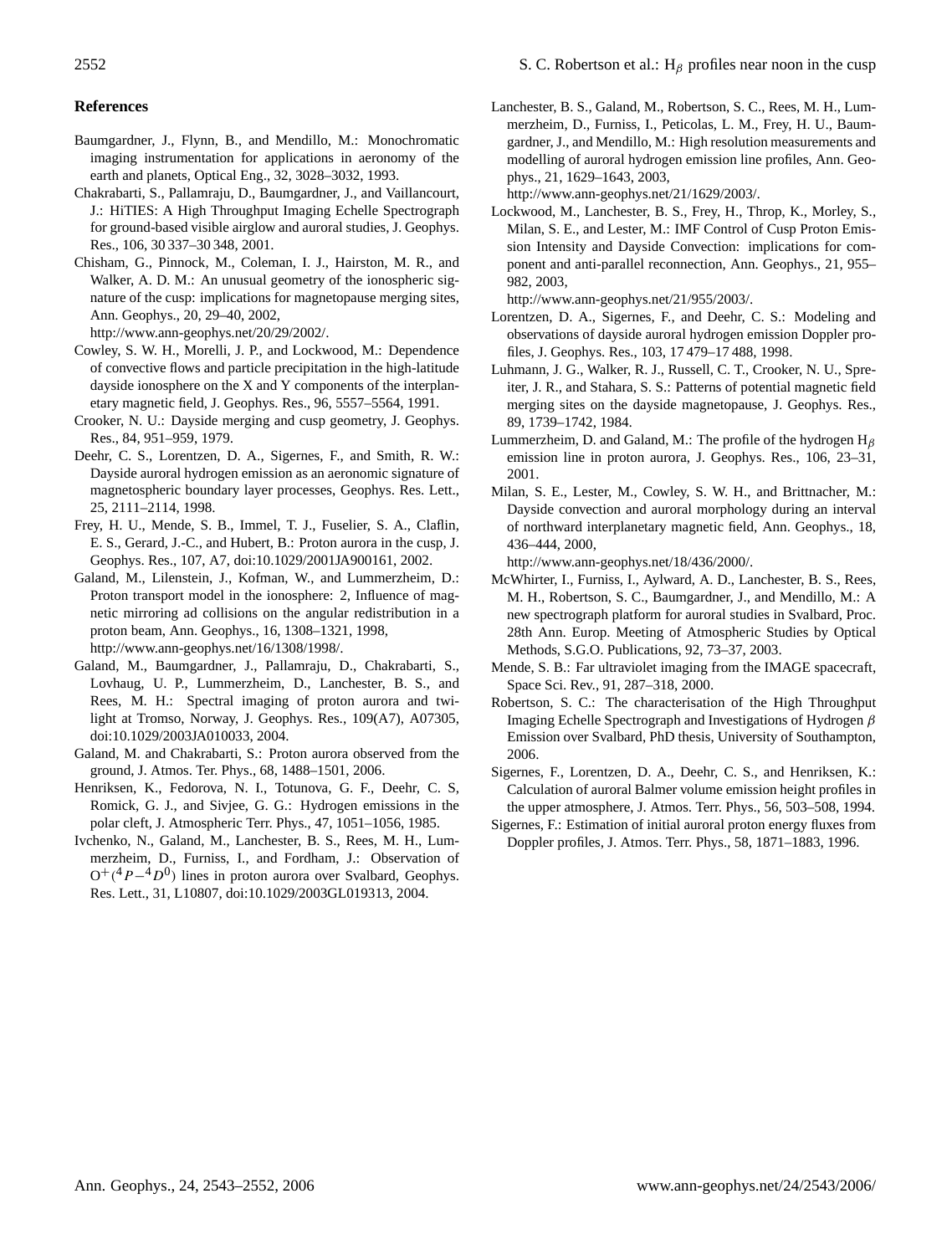## References

Baumgardner, J., Flynn, B., and Mendillo, M.: Monochromatic imaging instrumentation for applications in aeronomy of the earth and planets, Optical Eng., 32, 3028–3032, 1993.

Chakrabarti, S., Pallamraju, D., Baumgardner, J., and Vaillancourt, J.: HiTIES: A High Throughput Imaging Echelle Spectrograph for ground-based visible airglow and auroral studies, J. Geophys. Res., 106, 30 337–30 348, 2001.

Chisham, G., Pinnock, M., Coleman, I. J., Hairston, M. R., and Walker, A. D. M.: An unusual geometry of the ionospheric signature of the cusp: implications for magnetopause merging sites, Ann. Geophys., 20, 29–40, 2002, http://www.ann-geophys.net/20/29/2002/.

Cowley, S. W. H., Morelli, J. P., and Lockwood, M.: Dependence of convective flows and particle precipitation in the high-latitude dayside ionosphere on the X and Y components of the interplanetary magnetic field, J. Geophys. Res., 96, 5557–5564, 1991.

Crooker, N. U.: Dayside merging and cusp geometry, J. Geophys. Res., 84, 951–959, 1979.

Deehr, C. S., Lorentzen, D. A., Sigernes, F., and Smith, R. W.: Dayside auroral hydrogen emission as an aeronomic signature of magnetospheric boundary layer processes, Geophys. Res. Lett., 25, 2111–2114, 1998.

Frey, H. U., Mende, S. B., Immel, T. J., Fuselier, S. A., Claflin, E. S., Gerard, J.-C., and Hubert, B.: Proton aurora in the cusp, J. Geophys. Res., 107, A7, doi:10.1029/2001JA900161, 2002.

Galand, M., Lilenstein, J., Kofman, W., and Lummerzheim, D.: Proton transport model in the ionosphere: 2, Influence of magnetic mirroring ad collisions on the angular redistribution in a proton beam, Ann. Geophys., 16, 1308–1321, 1998, http://www.ann-geophys.net/16/1308/1998/.

Galand, M., Baumgardner, J., Pallamraju, D., Chakrabarti, S., Lovhaug, U. P., Lummerzheim, D., Lanchester, B. S., and Rees, M. H.: Spectral imaging of proton aurora and twilight at Tromso, Norway, J. Geophys. Res., 109(A7), A07305, doi:10.1029/2003JA010033, 2004.

Galand, M. and Chakrabarti, S.: Proton aurora observed from the ground, J. Atmos. Ter. Phys., 68, 1488–1501, 2006.

Henriksen, K., Fedorova, N. I., Totunova, G. F., Deehr, C. S, Romick, G. J., and Sivjee, G. G.: Hydrogen emissions in the polar cleft, J. Atmospheric Terr. Phys., 47, 1051–1056, 1985.

Ivchenko, N., Galand, M., Lanchester, B. S., Rees, M. H., Lummerzheim, D., Furniss, I., and Fordham, J.: Observation of $O^{+}(^{4}P-^{4}D^{0})$ lines in proton aurora over Svalbard, Geophys. Res. Lett., 31, L10807, doi:10.1029/2003GL019313, 2004.

Lanchester, B. S., Galand, M., Robertson, S. C., Rees, M. H., Lummerzheim, D., Furniss, I., Peticolas, L. M., Frey, H. U., Baumgardner, J., and Mendillo, M.: High resolution measurements and modelling of auroral hydrogen emission line profiles, Ann. Geophys., 21, 1629–1643, 2003, http://www.ann-geophys.net/21/1629/2003/.

Lockwood, M., Lanchester, B. S., Frey, H., Throp, K., Morley, S., Milan, S. E., and Lester, M.: IMF Control of Cusp Proton Emission Intensity and Dayside Convection: implications for component and anti-parallel reconnection, Ann. Geophys., 21, 955–982, 2003, http://www.ann-geophys.net/21/955/2003/.

Lorentzen, D. A., Sigernes, F., and Deehr, C. S.: Modeling and observations of dayside auroral hydrogen emission Doppler profiles, J. Geophys. Res., 103, 17 479–17 488, 1998.

Luhmann, J. G., Walker, R. J., Russell, C. T., Crooker, N. U., Spreiter, J. R., and Stahara, S. S.: Patterns of potential magnetic field merging sites on the dayside magnetopause, J. Geophys. Res., 89, 1739–1742, 1984.

Lummerzheim, D. and Galand, M.: The profile of the hydrogen $H_{\beta}$ emission line in proton aurora, J. Geophys. Res., 106, 23–31, 2001.

Milan, S. E., Lester, M., Cowley, S. W. H., and Brittnacher, M.: Dayside convection and auroral morphology during an interval of northward interplanetary magnetic field, Ann. Geophys., 18, 436–444, 2000, http://www.ann-geophys.net/18/436/2000/.

McWhirter, I., Furniss, I., Aylward, A. D., Lanchester, B. S., Rees, M. H., Robertson, S. C., Baumgardner, J., and Mendillo, M.: A new spectrograph platform for auroral studies in Svalbard, Proc. 28th Ann. Europ. Meeting of Atmospheric Studies by Optical Methods, S.G.O. Publications, 92, 73–37, 2003.

Mende, S. B.: Far ultraviolet imaging from the IMAGE spacecraft, Space Sci. Rev., 91, 287–318, 2000.

Robertson, S. C.: The characterisation of the High Throughput Imaging Echelle Spectrograph and Investigations of Hydrogen $\beta$ Emission over Svalbard, PhD thesis, University of Southampton, 2006.

Sigernes, F., Lorentzen, D. A., Deehr, C. S., and Henriksen, K.: Calculation of auroral Balmer volume emission height profiles in the upper atmosphere, J. Atmos. Terr. Phys., 56, 503–508, 1994.

Sigernes, F.: Estimation of initial auroral proton energy fluxes from Doppler profiles, J. Atmos. Terr. Phys., 58, 1871–1883, 1996.